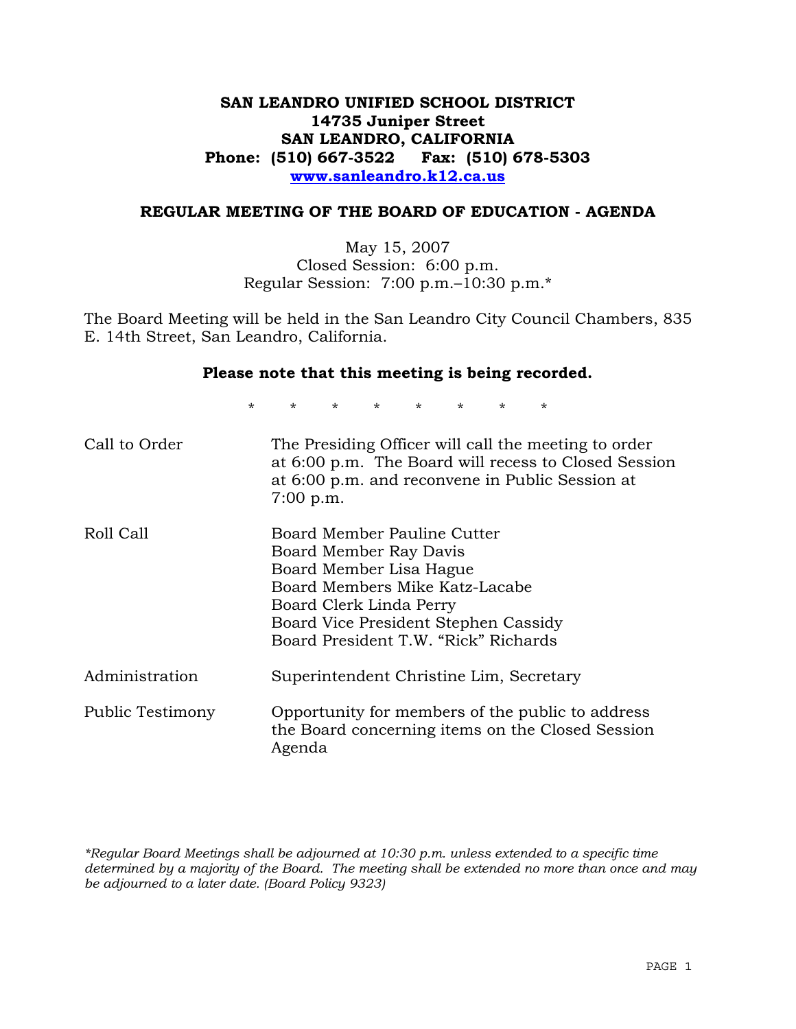**SAN LEANDRO UNIFIED SCHOOL DISTRICT**
**14735 Juniper Street**
**SAN LEANDRO, CALIFORNIA**
**Phone: (510) 667-3522 Fax: (510) 678-5303**
**www.sanleandro.k12.ca.us**

## REGULAR MEETING OF THE BOARD OF EDUCATION - AGENDA

May 15, 2007
Closed Session: 6:00 p.m.
Regular Session: 7:00 p.m.–10:30 p.m.*

The Board Meeting will be held in the San Leandro City Council Chambers, 835 E. 14th Street, San Leandro, California.

**Please note that this meeting is being recorded.**

\* \* \* \* \* \* \* \*

| | |
|---|---|
| Call to Order | The Presiding Officer will call the meeting to order at 6:00 p.m. The Board will recess to Closed Session at 6:00 p.m. and reconvene in Public Session at 7:00 p.m. |
| Roll Call | Board Member Pauline Cutter<br>Board Member Ray Davis<br>Board Member Lisa Hague<br>Board Members Mike Katz-Lacabe<br>Board Clerk Linda Perry<br>Board Vice President Stephen Cassidy<br>Board President T.W. "Rick" Richards |
| Administration | Superintendent Christine Lim, Secretary |
| Public Testimony | Opportunity for members of the public to address the Board concerning items on the Closed Session Agenda |

*\*Regular Board Meetings shall be adjourned at 10:30 p.m. unless extended to a specific time determined by a majority of the Board. The meeting shall be extended no more than once and may be adjourned to a later date. (Board Policy 9323)*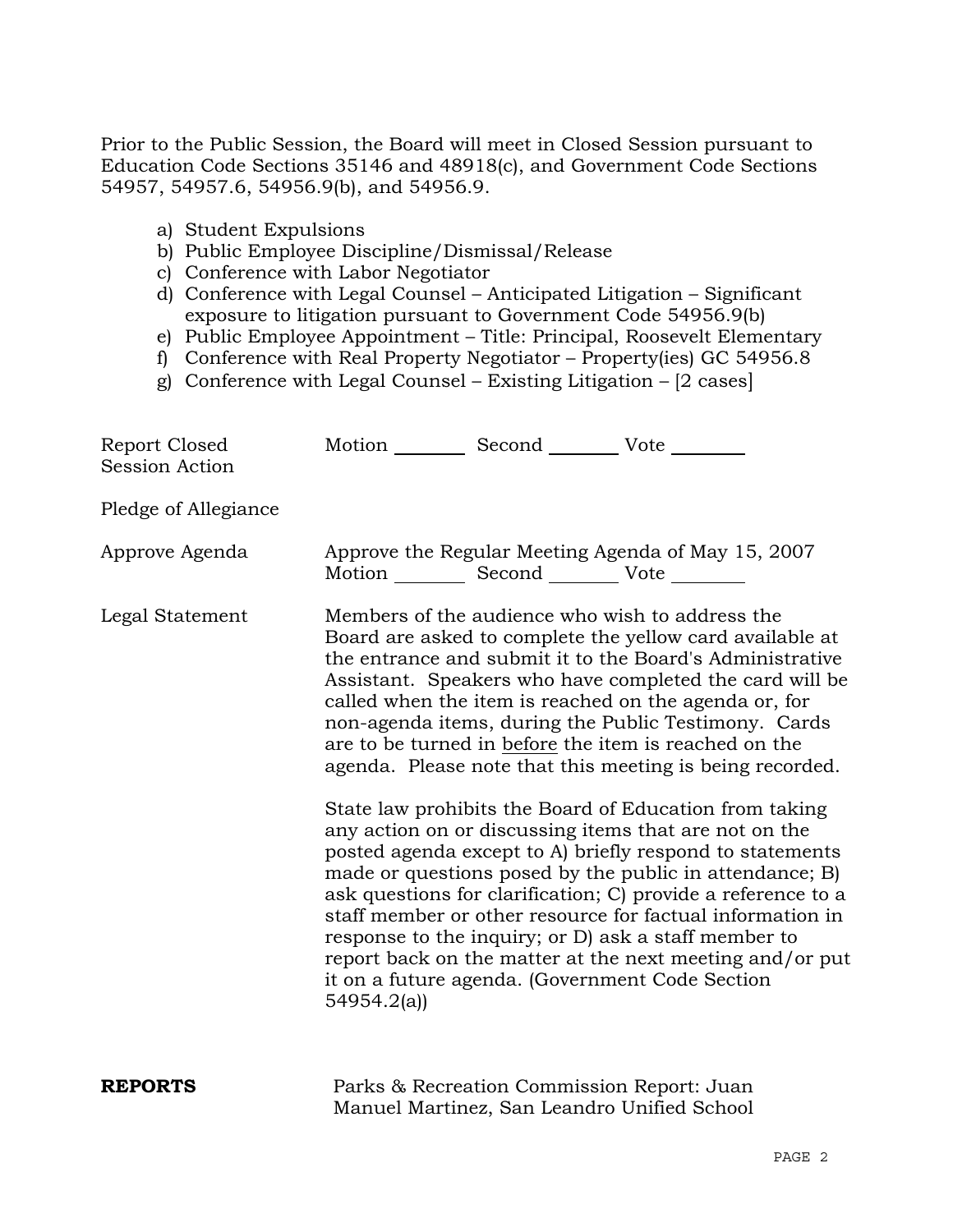Prior to the Public Session, the Board will meet in Closed Session pursuant to Education Code Sections 35146 and 48918(c), and Government Code Sections 54957, 54957.6, 54956.9(b), and 54956.9.

a) Student Expulsions
b) Public Employee Discipline/Dismissal/Release
c) Conference with Labor Negotiator
d) Conference with Legal Counsel – Anticipated Litigation – Significant exposure to litigation pursuant to Government Code 54956.9(b)
e) Public Employee Appointment – Title: Principal, Roosevelt Elementary
f) Conference with Real Property Negotiator – Property(ies) GC 54956.8
g) Conference with Legal Counsel – Existing Litigation – [2 cases]

Report Closed Session Action — Motion ________ Second ________ Vote ________

Pledge of Allegiance

Approve Agenda — Approve the Regular Meeting Agenda of May 15, 2007
Motion ________ Second ________ Vote ________

Legal Statement — Members of the audience who wish to address the Board are asked to complete the yellow card available at the entrance and submit it to the Board's Administrative Assistant. Speakers who have completed the card will be called when the item is reached on the agenda or, for non-agenda items, during the Public Testimony. Cards are to be turned in <u>before</u> the item is reached on the agenda. Please note that this meeting is being recorded.

State law prohibits the Board of Education from taking any action on or discussing items that are not on the posted agenda except to A) briefly respond to statements made or questions posed by the public in attendance; B) ask questions for clarification; C) provide a reference to a staff member or other resource for factual information in response to the inquiry; or D) ask a staff member to report back on the matter at the next meeting and/or put it on a future agenda. (Government Code Section 54954.2(a))

**REPORTS** — Parks & Recreation Commission Report: Juan Manuel Martinez, San Leandro Unified School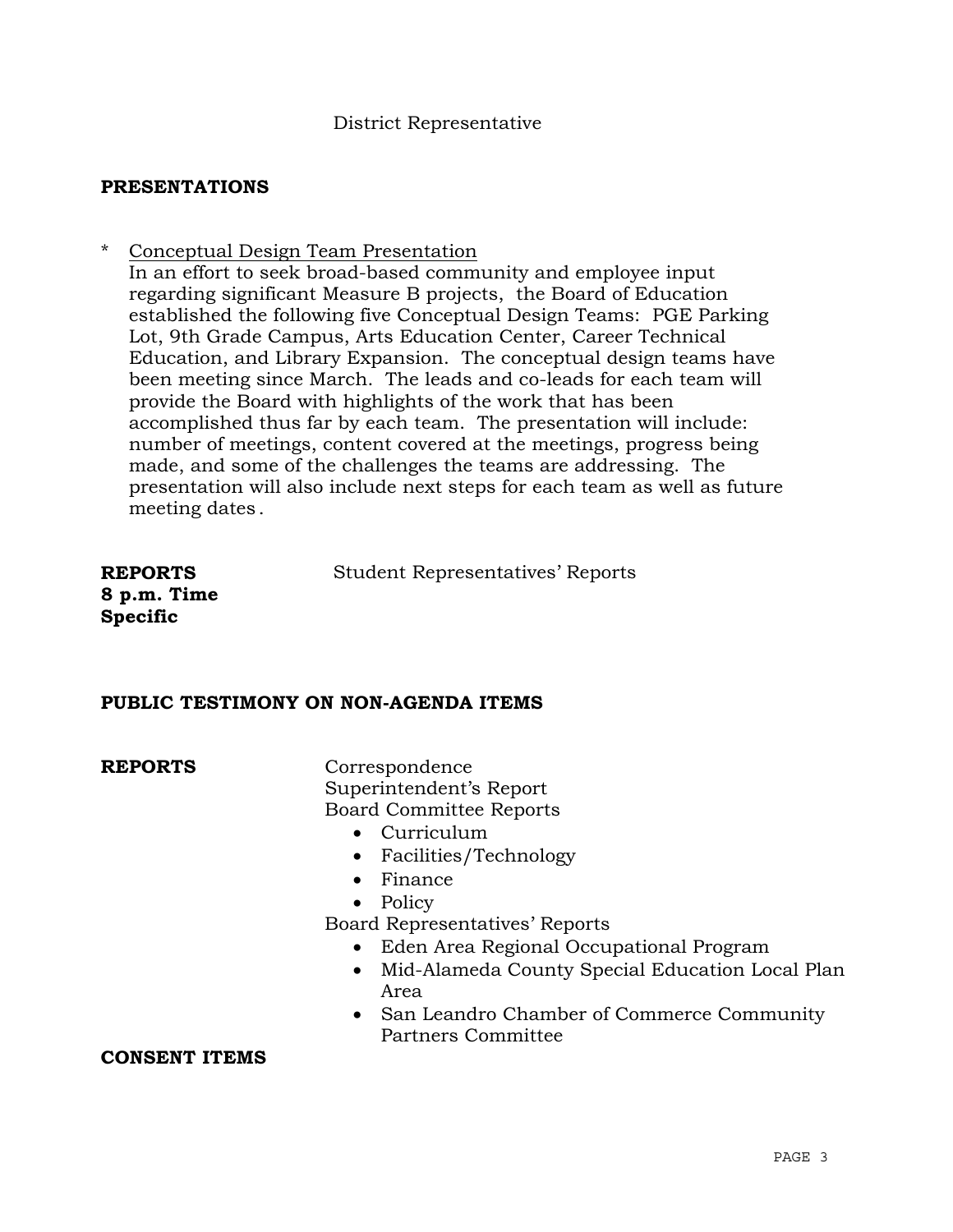District Representative

**PRESENTATIONS**

* Conceptual Design Team Presentation
  In an effort to seek broad-based community and employee input regarding significant Measure B projects, the Board of Education established the following five Conceptual Design Teams: PGE Parking Lot, 9th Grade Campus, Arts Education Center, Career Technical Education, and Library Expansion. The conceptual design teams have been meeting since March. The leads and co-leads for each team will provide the Board with highlights of the work that has been accomplished thus far by each team. The presentation will include: number of meetings, content covered at the meetings, progress being made, and some of the challenges the teams are addressing. The presentation will also include next steps for each team as well as future meeting dates.

**REPORTS**
**8 p.m. Time Specific**

Student Representatives' Reports

**PUBLIC TESTIMONY ON NON-AGENDA ITEMS**

**REPORTS**

Correspondence
Superintendent's Report
Board Committee Reports

- Curriculum
- Facilities/Technology
- Finance
- Policy

Board Representatives' Reports

- Eden Area Regional Occupational Program
- Mid-Alameda County Special Education Local Plan Area
- San Leandro Chamber of Commerce Community Partners Committee

**CONSENT ITEMS**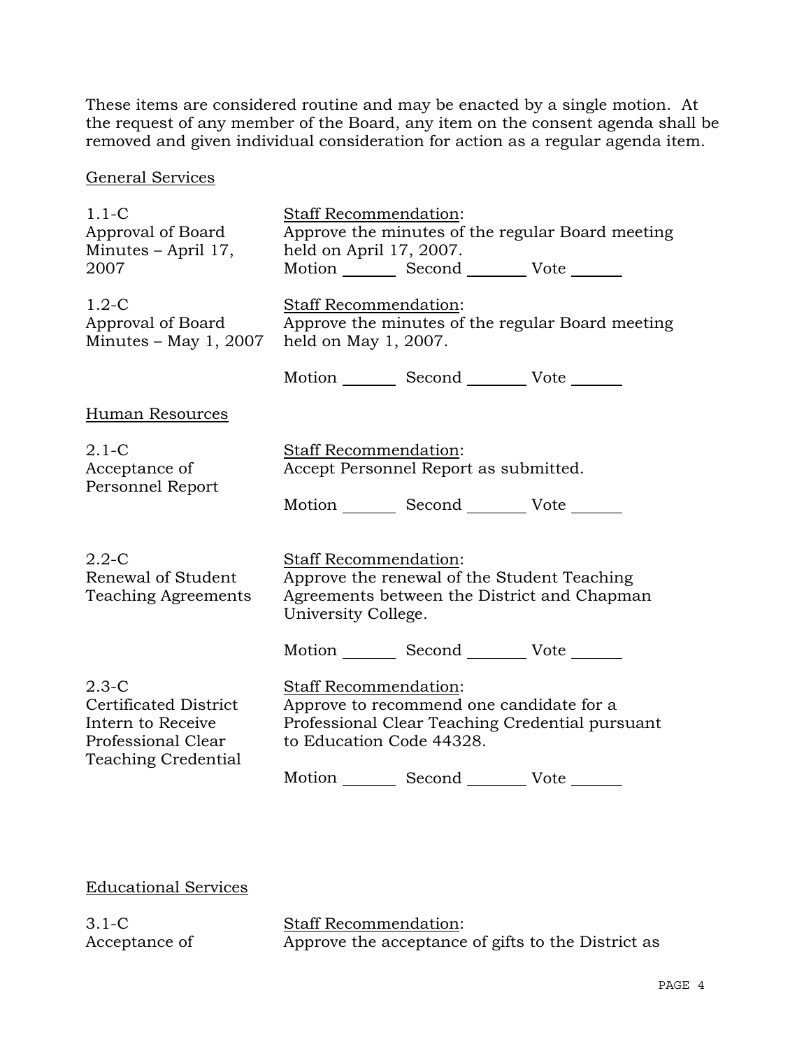These items are considered routine and may be enacted by a single motion. At the request of any member of the Board, any item on the consent agenda shall be removed and given individual consideration for action as a regular agenda item.

## General Services

| | |
|---|---|
| 1.1-C<br>Approval of Board Minutes – April 17, 2007 | Staff Recommendation:<br>Approve the minutes of the regular Board meeting held on April 17, 2007.<br>Motion _______ Second _______ Vote _______ |
| 1.2-C<br>Approval of Board Minutes – May 1, 2007 | Staff Recommendation:<br>Approve the minutes of the regular Board meeting held on May 1, 2007.<br>Motion _______ Second _______ Vote _______ |

## Human Resources

| | |
|---|---|
| 2.1-C<br>Acceptance of Personnel Report | Staff Recommendation:<br>Accept Personnel Report as submitted.<br>Motion _______ Second _______ Vote _______ |
| 2.2-C<br>Renewal of Student Teaching Agreements | Staff Recommendation:<br>Approve the renewal of the Student Teaching Agreements between the District and Chapman University College.<br>Motion _______ Second _______ Vote _______ |
| 2.3-C<br>Certificated District Intern to Receive Professional Clear Teaching Credential | Staff Recommendation:<br>Approve to recommend one candidate for a Professional Clear Teaching Credential pursuant to Education Code 44328.<br>Motion _______ Second _______ Vote _______ |

## Educational Services

| | |
|---|---|
| 3.1-C<br>Acceptance of | Staff Recommendation:<br>Approve the acceptance of gifts to the District as |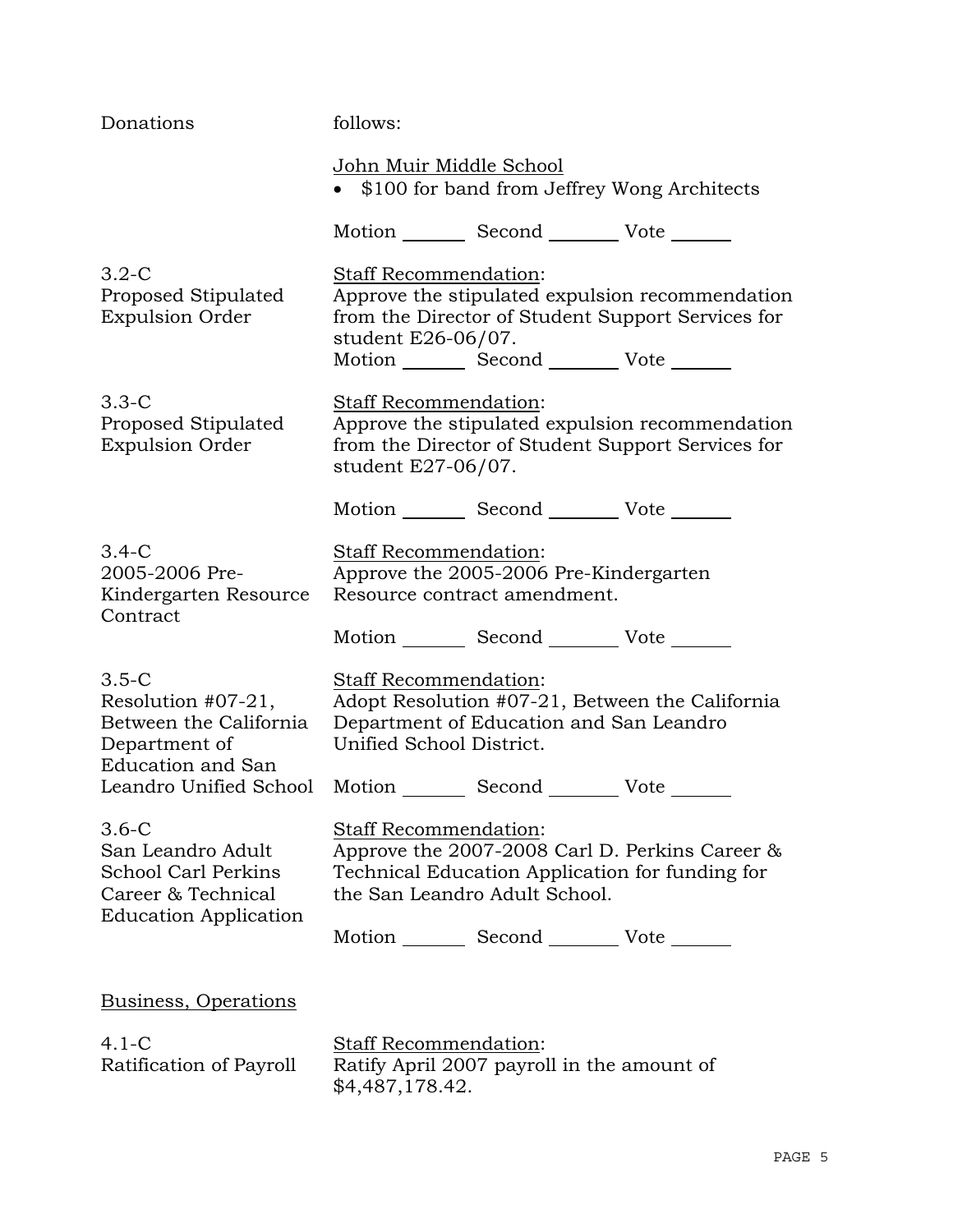Donations follows:

John Muir Middle School

- $100 for band from Jeffrey Wong Architects

Motion _______ Second _______ Vote _______

3.2-C
Proposed Stipulated Expulsion Order

Staff Recommendation:
Approve the stipulated expulsion recommendation from the Director of Student Support Services for student E26-06/07.

Motion _______ Second _______ Vote _______

3.3-C
Proposed Stipulated Expulsion Order

Staff Recommendation:
Approve the stipulated expulsion recommendation from the Director of Student Support Services for student E27-06/07.

Motion _______ Second _______ Vote _______

3.4-C
2005-2006 Pre-Kindergarten Resource Contract

Staff Recommendation:
Approve the 2005-2006 Pre-Kindergarten Resource contract amendment.

Motion _______ Second _______ Vote _______

3.5-C
Resolution #07-21, Between the California Department of Education and San Leandro Unified School

Staff Recommendation:
Adopt Resolution #07-21, Between the California Department of Education and San Leandro Unified School District.

Motion _______ Second _______ Vote _______

3.6-C
San Leandro Adult School Carl Perkins Career & Technical Education Application

Staff Recommendation:
Approve the 2007-2008 Carl D. Perkins Career & Technical Education Application for funding for the San Leandro Adult School.

Motion _______ Second _______ Vote _______

## Business, Operations

4.1-C
Ratification of Payroll

Staff Recommendation:
Ratify April 2007 payroll in the amount of $4,487,178.42.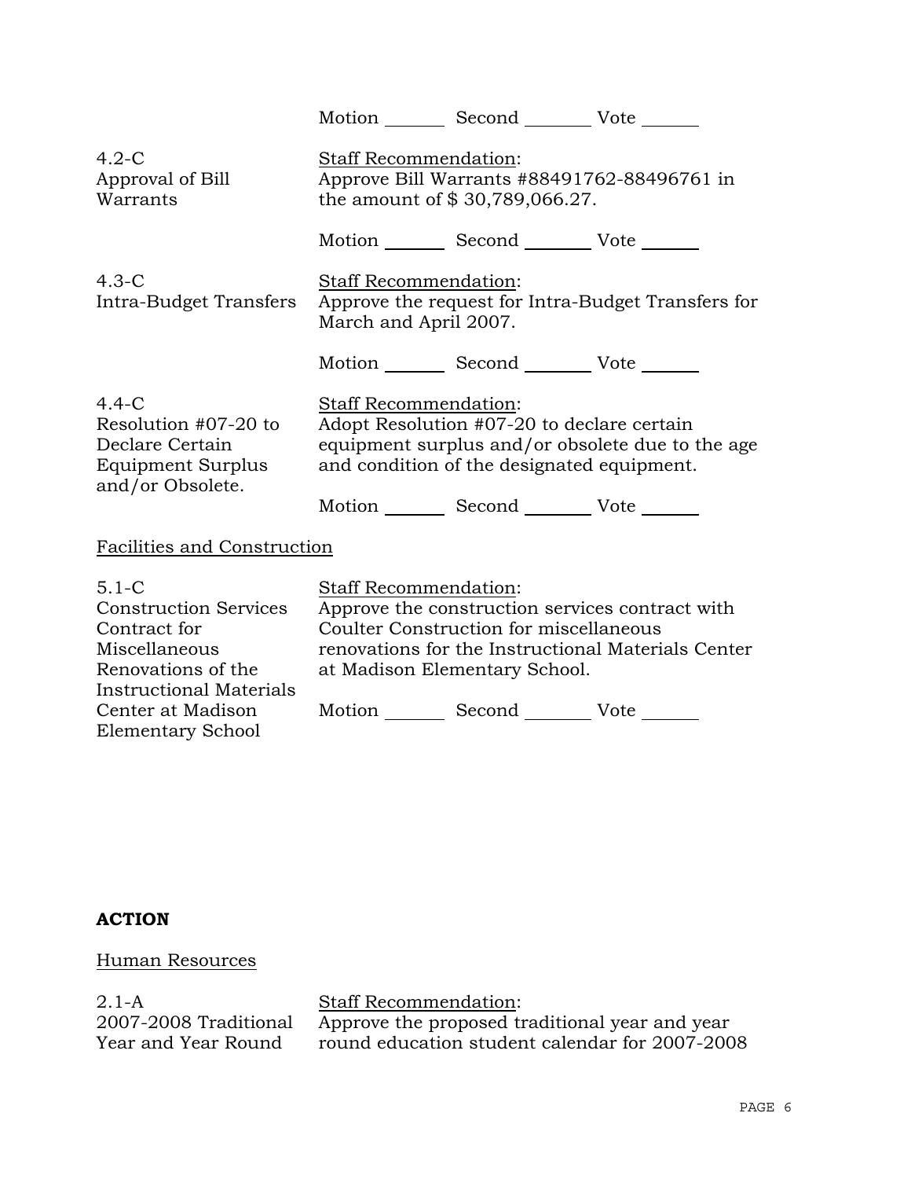Motion _______ Second _______ Vote _______

4.2-C
Approval of Bill Warrants

Staff Recommendation:
Approve Bill Warrants #88491762-88496761 in the amount of $ 30,789,066.27.

Motion _______ Second _______ Vote _______

4.3-C
Intra-Budget Transfers

Staff Recommendation:
Approve the request for Intra-Budget Transfers for March and April 2007.

Motion _______ Second _______ Vote _______

4.4-C
Resolution #07-20 to Declare Certain Equipment Surplus and/or Obsolete.

Staff Recommendation:
Adopt Resolution #07-20 to declare certain equipment surplus and/or obsolete due to the age and condition of the designated equipment.

Motion _______ Second _______ Vote _______

Facilities and Construction

5.1-C
Construction Services Contract for Miscellaneous Renovations of the Instructional Materials Center at Madison Elementary School

Staff Recommendation:
Approve the construction services contract with Coulter Construction for miscellaneous renovations for the Instructional Materials Center at Madison Elementary School.

Motion _______ Second _______ Vote _______

**ACTION**

Human Resources

2.1-A
2007-2008 Traditional Year and Year Round

Staff Recommendation:
Approve the proposed traditional year and year round education student calendar for 2007-2008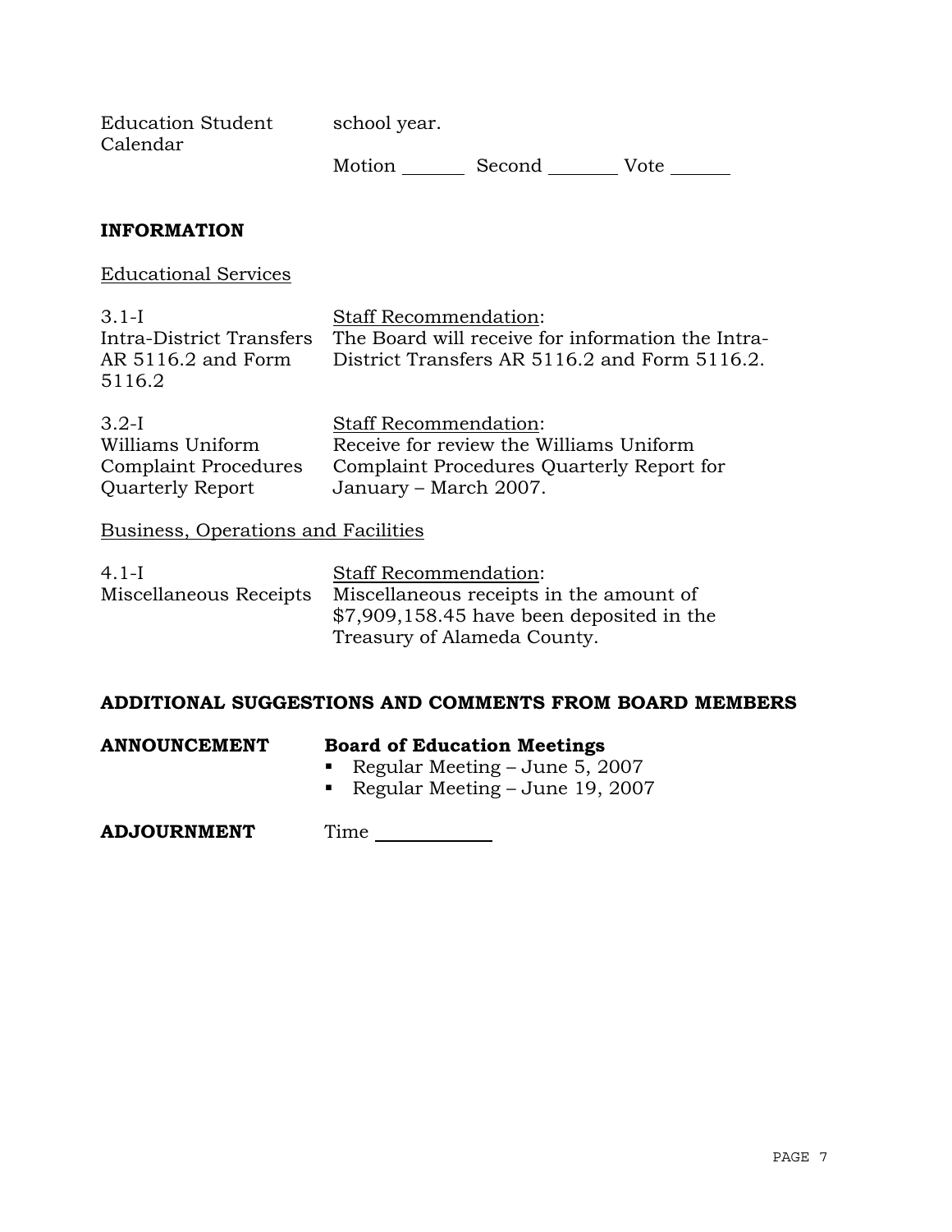| | |
|---|---|
| Education Student Calendar | school year. |
| | Motion _______ Second ________ Vote ______ |

**INFORMATION**

Educational Services

| | |
|---|---|
| 3.1-I<br>Intra-District Transfers AR 5116.2 and Form 5116.2 | Staff Recommendation:<br>The Board will receive for information the Intra-District Transfers AR 5116.2 and Form 5116.2. |
| 3.2-I<br>Williams Uniform Complaint Procedures Quarterly Report | Staff Recommendation:<br>Receive for review the Williams Uniform Complaint Procedures Quarterly Report for January – March 2007. |

Business, Operations and Facilities

| | |
|---|---|
| 4.1-I<br>Miscellaneous Receipts | Staff Recommendation:<br>Miscellaneous receipts in the amount of $7,909,158.45 have been deposited in the Treasury of Alameda County. |

**ADDITIONAL SUGGESTIONS AND COMMENTS FROM BOARD MEMBERS**

**ANNOUNCEMENT** **Board of Education Meetings**

- Regular Meeting – June 5, 2007
- Regular Meeting – June 19, 2007

**ADJOURNMENT** Time ____________